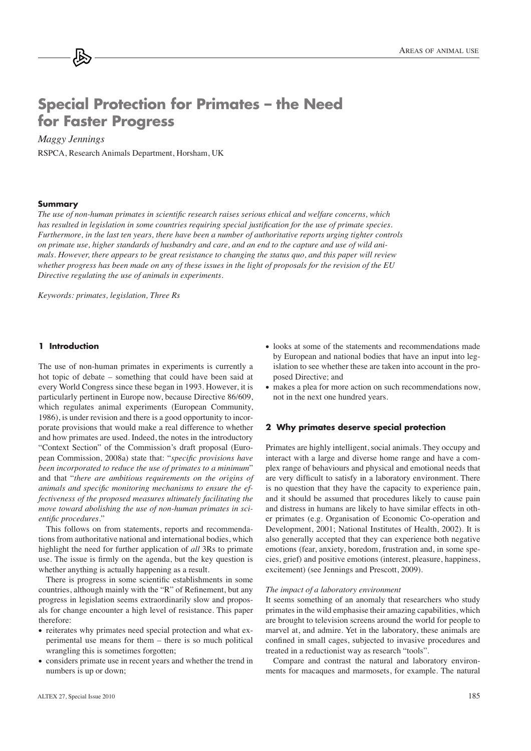# Special Protection for Primates – the Need for Faster Progress

*Maggy Jennings*

RSPCA, Research Animals Department, Horsham, UK

### Summary

*The use of non-human primates in scientific research raises serious ethical and welfare concerns, which has resulted in legislation in some countries requiring special justification for the use of primate species. Furthermore, in the last ten years, there have been a number of authoritative reports urging tighter controls on primate use, higher standards of husbandry and care, and an end to the capture and use of wild animals. However, there appears to be great resistance to changing the status quo, and this paper will review whether progress has been made on any of these issues in the light of proposals for the revision of the EU Directive regulating the use of animals in experiments.*

*Keywords: primates, legislation, Three Rs*

## 1 Introduction

The use of non-human primates in experiments is currently a hot topic of debate – something that could have been said at every World Congress since these began in 1993. However, it is particularly pertinent in Europe now, because Directive 86/609, which regulates animal experiments (European Community, 1986), is under revision and there is a good opportunity to incorporate provisions that would make a real difference to whether and how primates are used. Indeed, the notes in the introductory "Context Section" of the Commission's draft proposal (European Commission, 2008a) state that: "*specific provisions have been incorporated to reduce the use of primates to a minimum*" and that "*there are ambitious requirements on the origins of animals and specific monitoring mechanisms to ensure the effectiveness of the proposed measures ultimately facilitating the move toward abolishing the use of non-human primates in scientific procedures*."

This follows on from statements, reports and recommendations from authoritative national and international bodies, which highlight the need for further application of *all* 3Rs to primate use. The issue is firmly on the agenda, but the key question is whether anything is actually happening as a result.

There is progress in some scientific establishments in some countries, although mainly with the "R" of Refinement, but any progress in legislation seems extraordinarily slow and proposals for change encounter a high level of resistance. This paper therefore:

- reiterates why primates need special protection and what experimental use means for them – there is so much political wrangling this is sometimes forgotten;
- considers primate use in recent years and whether the trend in numbers is up or down;
- looks at some of the statements and recommendations made by European and national bodies that have an input into legislation to see whether these are taken into account in the proposed Directive; and
- makes a plea for more action on such recommendations now, not in the next one hundred years.

## 2 Why primates deserve special protection

Primates are highly intelligent, social animals. They occupy and interact with a large and diverse home range and have a complex range of behaviours and physical and emotional needs that are very difficult to satisfy in a laboratory environment. There is no question that they have the capacity to experience pain, and it should be assumed that procedures likely to cause pain and distress in humans are likely to have similar effects in other primates (e.g. Organisation of Economic Co-operation and Development, 2001; National Institutes of Health, 2002). It is also generally accepted that they can experience both negative emotions (fear, anxiety, boredom, frustration and, in some species, grief) and positive emotions (interest, pleasure, happiness, excitement) (see Jennings and Prescott, 2009).

*The impact of a laboratory environment*

It seems something of an anomaly that researchers who study primates in the wild emphasise their amazing capabilities, which are brought to television screens around the world for people to marvel at, and admire. Yet in the laboratory, these animals are confined in small cages, subjected to invasive procedures and treated in a reductionist way as research "tools".

Compare and contrast the natural and laboratory environments for macaques and marmosets, for example. The natural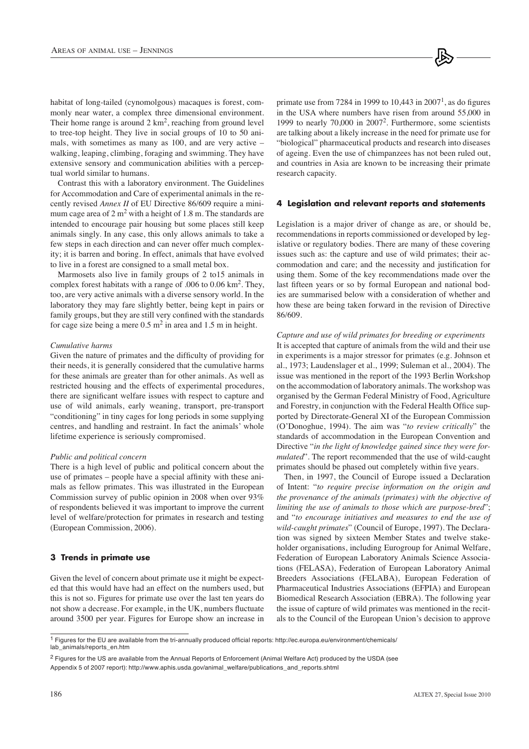habitat of long-tailed (cynomolgous) macaques is forest, commonly near water, a complex three dimensional environment. Their home range is around 2 $km^2$, reaching from ground level to tree-top height. They live in social groups of 10 to 50 animals, with sometimes as many as 100, and are very active – walking, leaping, climbing, foraging and swimming. They have extensive sensory and communication abilities with a perceptual world similar to humans.

Contrast this with a laboratory environment. The Guidelines for Accommodation and Care of experimental animals in the recently revised *Annex II* of EU Directive 86/609 require a minimum cage area of 2 $m^2$ with a height of 1.8 m. The standards are intended to encourage pair housing but some places still keep animals singly. In any case, this only allows animals to take a few steps in each direction and can never offer much complexity; it is barren and boring. In effect, animals that have evolved to live in a forest are consigned to a small metal box.

Marmosets also live in family groups of 2 to15 animals in complex forest habitats with a range of .006 to 0.06 $km^2$. They, too, are very active animals with a diverse sensory world. In the laboratory they may fare slightly better, being kept in pairs or family groups, but they are still very confined with the standards for cage size being a mere 0.5 $m^2$ in area and 1.5 m in height.

*Cumulative harms*

Given the nature of primates and the difficulty of providing for their needs, it is generally considered that the cumulative harms for these animals are greater than for other animals. As well as restricted housing and the effects of experimental procedures, there are significant welfare issues with respect to capture and use of wild animals, early weaning, transport, pre-transport "conditioning" in tiny cages for long periods in some supplying centres, and handling and restraint. In fact the animals' whole lifetime experience is seriously compromised.

*Public and political concern*

There is a high level of public and political concern about the use of primates – people have a special affinity with these animals as fellow primates. This was illustrated in the European Commission survey of public opinion in 2008 when over 93% of respondents believed it was important to improve the current level of welfare/protection for primates in research and testing (European Commission, 2006).

## 3 Trends in primate use

Given the level of concern about primate use it might be expected that this would have had an effect on the numbers used, but this is not so. Figures for primate use over the last ten years do not show a decrease. For example, in the UK, numbers fluctuate around 3500 per year. Figures for Europe show an increase in primate use from 7284 in 1999 to 10,443 in 2007[1], as do figures in the USA where numbers have risen from around 55,000 in 1999 to nearly 70,000 in 2007[2]. Furthermore, some scientists are talking about a likely increase in the need for primate use for "biological" pharmaceutical products and research into diseases of ageing. Even the use of chimpanzees has not been ruled out, and countries in Asia are known to be increasing their primate research capacity.

## 4 Legislation and relevant reports and statements

Legislation is a major driver of change as are, or should be, recommendations in reports commissioned or developed by legislative or regulatory bodies. There are many of these covering issues such as: the capture and use of wild primates; their accommodation and care; and the necessity and justification for using them. Some of the key recommendations made over the last fifteen years or so by formal European and national bodies are summarised below with a consideration of whether and how these are being taken forward in the revision of Directive 86/609.

*Capture and use of wild primates for breeding or experiments*

It is accepted that capture of animals from the wild and their use in experiments is a major stressor for primates (e.g. Johnson et al., 1973; Laudenslager et al., 1999; Suleman et al., 2004). The issue was mentioned in the report of the 1993 Berlin Workshop on the accommodation of laboratory animals. The workshop was organised by the German Federal Ministry of Food, Agriculture and Forestry, in conjunction with the Federal Health Office supported by Directorate-General XI of the European Commission (O'Donoghue, 1994). The aim was "*to review critically*" the standards of accommodation in the European Convention and Directive "*in the light of knowledge gained since they were formulated*". The report recommended that the use of wild-caught primates should be phased out completely within five years.

Then, in 1997, the Council of Europe issued a Declaration of Intent: "*to require precise information on the origin and the provenance of the animals (primates) with the objective of limiting the use of animals to those which are purpose-bred*"; and "*to encourage initiatives and measures to end the use of wild-caught primates*" (Council of Europe, 1997). The Declaration was signed by sixteen Member States and twelve stakeholder organisations, including Eurogroup for Animal Welfare, Federation of European Laboratory Animals Science Associations (FELASA), Federation of European Laboratory Animal Breeders Associations (FELABA), European Federation of Pharmaceutical Industries Associations (EFPIA) and European Biomedical Research Association (EBRA). The following year the issue of capture of wild primates was mentioned in the recitals to the Council of the European Union's decision to approve

[1] Figures for the EU are available from the tri-annually produced official reports: http://ec.europa.eu/environment/chemicals/lab_animals/reports_en.htm

[2] Figures for the US are available from the Annual Reports of Enforcement (Animal Welfare Act) produced by the USDA (see Appendix 5 of 2007 report): http://www.aphis.usda.gov/animal_welfare/publications_and_reports.shtml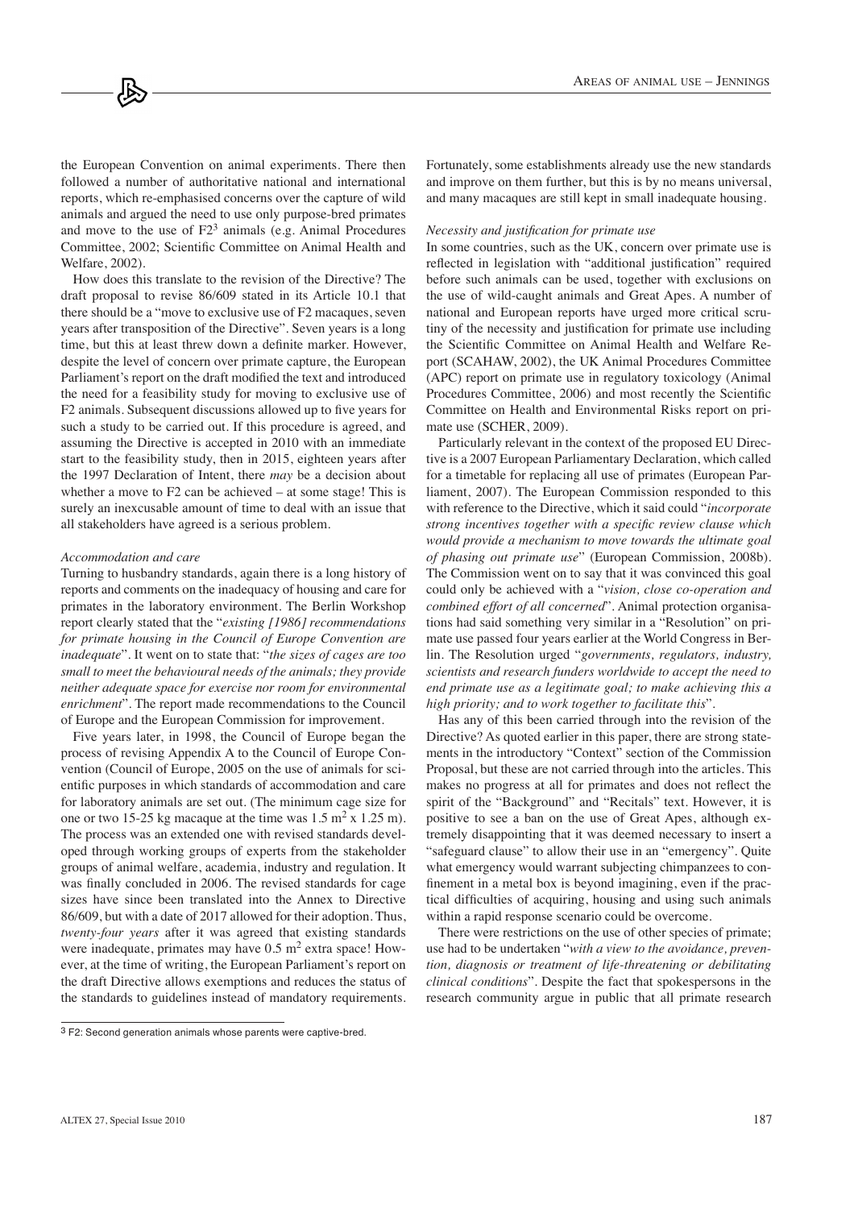the European Convention on animal experiments. There then followed a number of authoritative national and international reports, which re-emphasised concerns over the capture of wild animals and argued the need to use only purpose-bred primates and move to the use of F2[3] animals (e.g. Animal Procedures Committee, 2002; Scientific Committee on Animal Health and Welfare, 2002).

How does this translate to the revision of the Directive? The draft proposal to revise 86/609 stated in its Article 10.1 that there should be a "move to exclusive use of F2 macaques, seven years after transposition of the Directive". Seven years is a long time, but this at least threw down a definite marker. However, despite the level of concern over primate capture, the European Parliament's report on the draft modified the text and introduced the need for a feasibility study for moving to exclusive use of F2 animals. Subsequent discussions allowed up to five years for such a study to be carried out. If this procedure is agreed, and assuming the Directive is accepted in 2010 with an immediate start to the feasibility study, then in 2015, eighteen years after the 1997 Declaration of Intent, there *may* be a decision about whether a move to F2 can be achieved – at some stage! This is surely an inexcusable amount of time to deal with an issue that all stakeholders have agreed is a serious problem.

*Accommodation and care*

Turning to husbandry standards, again there is a long history of reports and comments on the inadequacy of housing and care for primates in the laboratory environment. The Berlin Workshop report clearly stated that the "*existing [1986] recommendations for primate housing in the Council of Europe Convention are inadequate*". It went on to state that: "*the sizes of cages are too small to meet the behavioural needs of the animals; they provide neither adequate space for exercise nor room for environmental enrichment*". The report made recommendations to the Council of Europe and the European Commission for improvement.

Five years later, in 1998, the Council of Europe began the process of revising Appendix A to the Council of Europe Convention (Council of Europe, 2005 on the use of animals for scientific purposes in which standards of accommodation and care for laboratory animals are set out. (The minimum cage size for one or two 15-25 kg macaque at the time was 1.5 m$^2$ x 1.25 m). The process was an extended one with revised standards developed through working groups of experts from the stakeholder groups of animal welfare, academia, industry and regulation. It was finally concluded in 2006. The revised standards for cage sizes have since been translated into the Annex to Directive 86/609, but with a date of 2017 allowed for their adoption. Thus, *twenty-four years* after it was agreed that existing standards were inadequate, primates may have 0.5 m$^2$ extra space! However, at the time of writing, the European Parliament's report on the draft Directive allows exemptions and reduces the status of the standards to guidelines instead of mandatory requirements.

Fortunately, some establishments already use the new standards and improve on them further, but this is by no means universal, and many macaques are still kept in small inadequate housing.

*Necessity and justification for primate use*

In some countries, such as the UK, concern over primate use is reflected in legislation with "additional justification" required before such animals can be used, together with exclusions on the use of wild-caught animals and Great Apes. A number of national and European reports have urged more critical scrutiny of the necessity and justification for primate use including the Scientific Committee on Animal Health and Welfare Report (SCAHAW, 2002), the UK Animal Procedures Committee (APC) report on primate use in regulatory toxicology (Animal Procedures Committee, 2006) and most recently the Scientific Committee on Health and Environmental Risks report on primate use (SCHER, 2009).

Particularly relevant in the context of the proposed EU Directive is a 2007 European Parliamentary Declaration, which called for a timetable for replacing all use of primates (European Parliament, 2007). The European Commission responded to this with reference to the Directive, which it said could "*incorporate strong incentives together with a specific review clause which would provide a mechanism to move towards the ultimate goal of phasing out primate use*" (European Commission, 2008b). The Commission went on to say that it was convinced this goal could only be achieved with a "*vision, close co-operation and combined effort of all concerned*". Animal protection organisations had said something very similar in a "Resolution" on primate use passed four years earlier at the World Congress in Berlin. The Resolution urged "*governments, regulators, industry, scientists and research funders worldwide to accept the need to end primate use as a legitimate goal; to make achieving this a high priority; and to work together to facilitate this*".

Has any of this been carried through into the revision of the Directive? As quoted earlier in this paper, there are strong statements in the introductory "Context" section of the Commission Proposal, but these are not carried through into the articles. This makes no progress at all for primates and does not reflect the spirit of the "Background" and "Recitals" text. However, it is positive to see a ban on the use of Great Apes, although extremely disappointing that it was deemed necessary to insert a "safeguard clause" to allow their use in an "emergency". Quite what emergency would warrant subjecting chimpanzees to confinement in a metal box is beyond imagining, even if the practical difficulties of acquiring, housing and using such animals within a rapid response scenario could be overcome.

There were restrictions on the use of other species of primate; use had to be undertaken "*with a view to the avoidance, prevention, diagnosis or treatment of life-threatening or debilitating clinical conditions*". Despite the fact that spokespersons in the research community argue in public that all primate research

[3] F2: Second generation animals whose parents were captive-bred.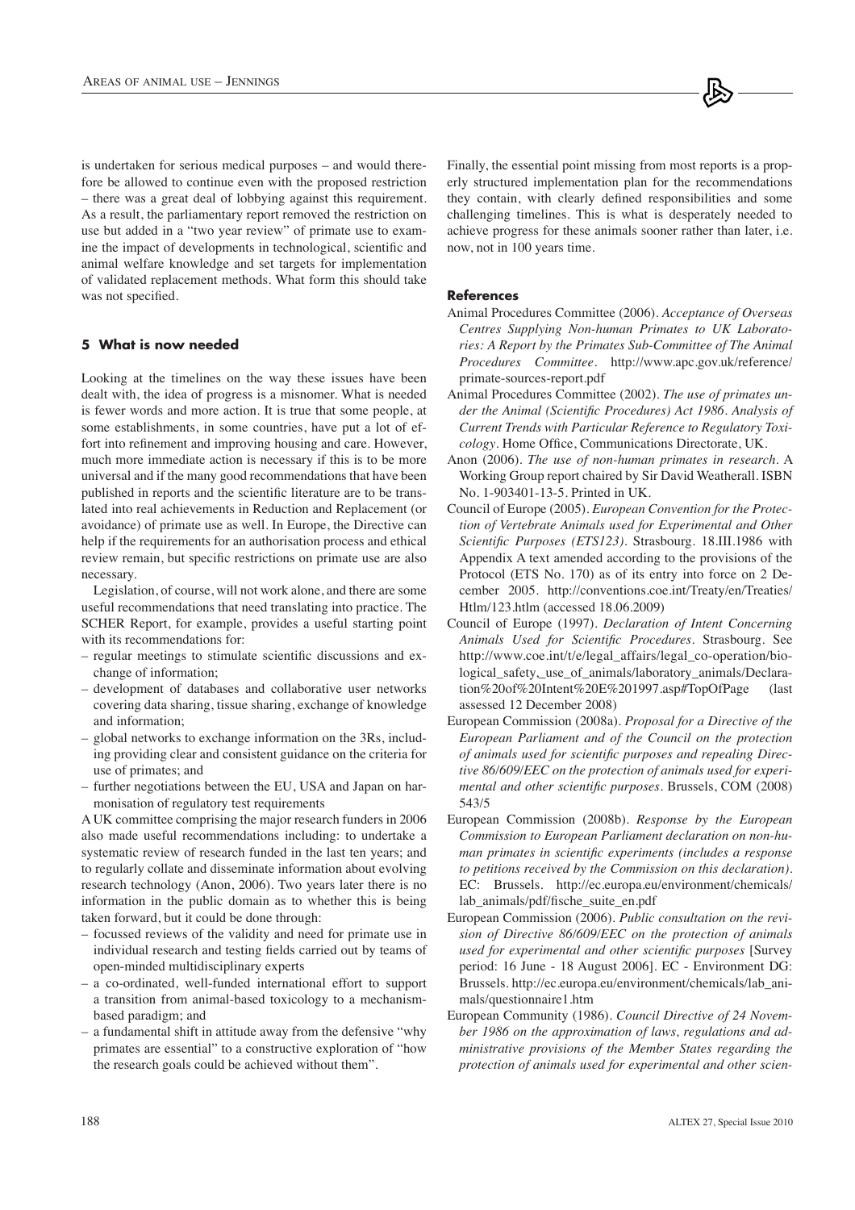is undertaken for serious medical purposes – and would therefore be allowed to continue even with the proposed restriction – there was a great deal of lobbying against this requirement. As a result, the parliamentary report removed the restriction on use but added in a "two year review" of primate use to examine the impact of developments in technological, scientific and animal welfare knowledge and set targets for implementation of validated replacement methods. What form this should take was not specified.

## 5 What is now needed

Looking at the timelines on the way these issues have been dealt with, the idea of progress is a misnomer. What is needed is fewer words and more action. It is true that some people, at some establishments, in some countries, have put a lot of effort into refinement and improving housing and care. However, much more immediate action is necessary if this is to be more universal and if the many good recommendations that have been published in reports and the scientific literature are to be translated into real achievements in Reduction and Replacement (or avoidance) of primate use as well. In Europe, the Directive can help if the requirements for an authorisation process and ethical review remain, but specific restrictions on primate use are also necessary.

Legislation, of course, will not work alone, and there are some useful recommendations that need translating into practice. The SCHER Report, for example, provides a useful starting point with its recommendations for:

- regular meetings to stimulate scientific discussions and exchange of information;
- development of databases and collaborative user networks covering data sharing, tissue sharing, exchange of knowledge and information;
- global networks to exchange information on the 3Rs, including providing clear and consistent guidance on the criteria for use of primates; and
- further negotiations between the EU, USA and Japan on harmonisation of regulatory test requirements

A UK committee comprising the major research funders in 2006 also made useful recommendations including: to undertake a systematic review of research funded in the last ten years; and to regularly collate and disseminate information about evolving research technology (Anon, 2006). Two years later there is no information in the public domain as to whether this is being taken forward, but it could be done through:

- focussed reviews of the validity and need for primate use in individual research and testing fields carried out by teams of open-minded multidisciplinary experts
- a co-ordinated, well-funded international effort to support a transition from animal-based toxicology to a mechanism-based paradigm; and
- a fundamental shift in attitude away from the defensive "why primates are essential" to a constructive exploration of "how the research goals could be achieved without them".

Finally, the essential point missing from most reports is a properly structured implementation plan for the recommendations they contain, with clearly defined responsibilities and some challenging timelines. This is what is desperately needed to achieve progress for these animals sooner rather than later, i.e. now, not in 100 years time.

### References

Animal Procedures Committee (2006). *Acceptance of Overseas Centres Supplying Non-human Primates to UK Laboratories: A Report by the Primates Sub-Committee of The Animal Procedures Committee*. http://www.apc.gov.uk/reference/primate-sources-report.pdf

Animal Procedures Committee (2002). *The use of primates under the Animal (Scientific Procedures) Act 1986. Analysis of Current Trends with Particular Reference to Regulatory Toxicology*. Home Office, Communications Directorate, UK.

Anon (2006). *The use of non-human primates in research*. A Working Group report chaired by Sir David Weatherall. ISBN No. 1-903401-13-5. Printed in UK.

Council of Europe (2005). *European Convention for the Protection of Vertebrate Animals used for Experimental and Other Scientific Purposes (ETS123)*. Strasbourg. 18.III.1986 with Appendix A text amended according to the provisions of the Protocol (ETS No. 170) as of its entry into force on 2 December 2005. http://conventions.coe.int/Treaty/en/Treaties/Htlm/123.htlm (accessed 18.06.2009)

Council of Europe (1997). *Declaration of Intent Concerning Animals Used for Scientific Procedures*. Strasbourg. See http://www.coe.int/t/e/legal_affairs/legal_co-operation/biological_safety,_use_of_animals/laboratory_animals/Declaration%20of%20Intent%20E%201997.asp#TopOfPage (last assessed 12 December 2008)

European Commission (2008a). *Proposal for a Directive of the European Parliament and of the Council on the protection of animals used for scientific purposes and repealing Directive 86/609/EEC on the protection of animals used for experimental and other scientific purposes*. Brussels, COM (2008) 543/5

European Commission (2008b). *Response by the European Commission to European Parliament declaration on non-human primates in scientific experiments (includes a response to petitions received by the Commission on this declaration)*. EC: Brussels. http://ec.europa.eu/environment/chemicals/lab_animals/pdf/fische_suite_en.pdf

European Commission (2006). *Public consultation on the revision of Directive 86/609/EEC on the protection of animals used for experimental and other scientific purposes* [Survey period: 16 June - 18 August 2006]. EC - Environment DG: Brussels. http://ec.europa.eu/environment/chemicals/lab_animals/questionnaire1.htm

European Community (1986). *Council Directive of 24 November 1986 on the approximation of laws, regulations and administrative provisions of the Member States regarding the protection of animals used for experimental and other scien-*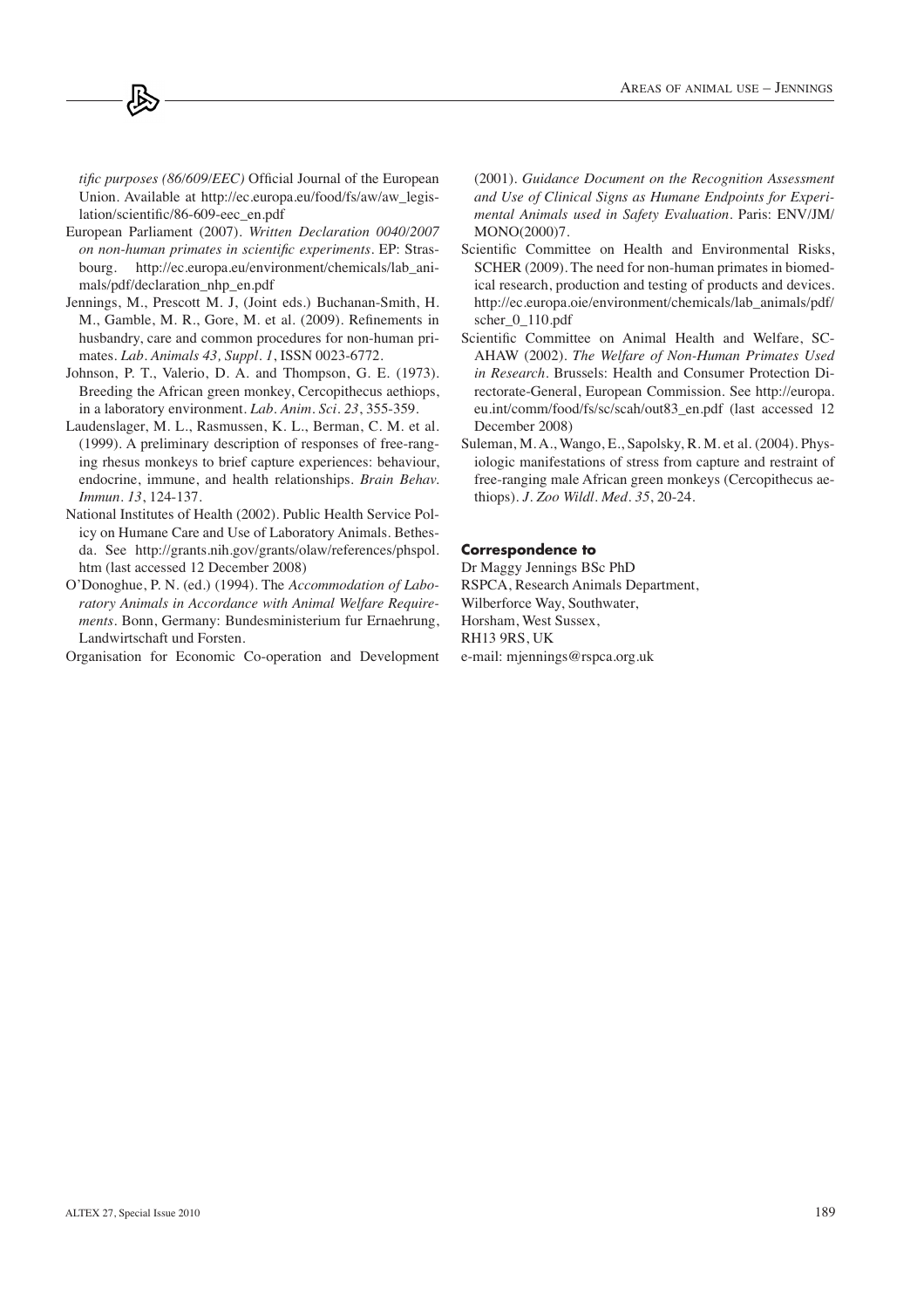*tific purposes (86/609/EEC)* Official Journal of the European Union. Available at http://ec.europa.eu/food/fs/aw/aw_legislation/scientific/86-609-eec_en.pdf

European Parliament (2007). *Written Declaration 0040/2007 on non-human primates in scientific experiments*. EP: Strasbourg. http://ec.europa.eu/environment/chemicals/lab_animals/pdf/declaration_nhp_en.pdf

Jennings, M., Prescott M. J, (Joint eds.) Buchanan-Smith, H. M., Gamble, M. R., Gore, M. et al. (2009). Refinements in husbandry, care and common procedures for non-human primates. *Lab. Animals 43, Suppl. 1*, ISSN 0023-6772.

Johnson, P. T., Valerio, D. A. and Thompson, G. E. (1973). Breeding the African green monkey, Cercopithecus aethiops, in a laboratory environment. *Lab. Anim. Sci. 23*, 355-359.

Laudenslager, M. L., Rasmussen, K. L., Berman, C. M. et al. (1999). A preliminary description of responses of free-ranging rhesus monkeys to brief capture experiences: behaviour, endocrine, immune, and health relationships. *Brain Behav. Immun. 13*, 124-137.

National Institutes of Health (2002). Public Health Service Policy on Humane Care and Use of Laboratory Animals. Bethesda. See http://grants.nih.gov/grants/olaw/references/phspol.htm (last accessed 12 December 2008)

O'Donoghue, P. N. (ed.) (1994). The *Accommodation of Laboratory Animals in Accordance with Animal Welfare Requirements*. Bonn, Germany: Bundesministerium fur Ernaehrung, Landwirtschaft und Forsten.

Organisation for Economic Co-operation and Development (2001). *Guidance Document on the Recognition Assessment and Use of Clinical Signs as Humane Endpoints for Experimental Animals used in Safety Evaluation*. Paris: ENV/JM/MONO(2000)7.

Scientific Committee on Health and Environmental Risks, SCHER (2009). The need for non-human primates in biomedical research, production and testing of products and devices. http://ec.europa.oie/environment/chemicals/lab_animals/pdf/scher_0_110.pdf

Scientific Committee on Animal Health and Welfare, SCAHAW (2002). *The Welfare of Non-Human Primates Used in Research*. Brussels: Health and Consumer Protection Directorate-General, European Commission. See http://europa.eu.int/comm/food/fs/sc/scah/out83_en.pdf (last accessed 12 December 2008)

Suleman, M. A., Wango, E., Sapolsky, R. M. et al. (2004). Physiologic manifestations of stress from capture and restraint of free-ranging male African green monkeys (Cercopithecus aethiops). *J. Zoo Wildl. Med. 35*, 20-24.

**Correspondence to**

Dr Maggy Jennings BSc PhD
RSPCA, Research Animals Department,
Wilberforce Way, Southwater,
Horsham, West Sussex,
RH13 9RS, UK
e-mail: mjennings@rspca.org.uk